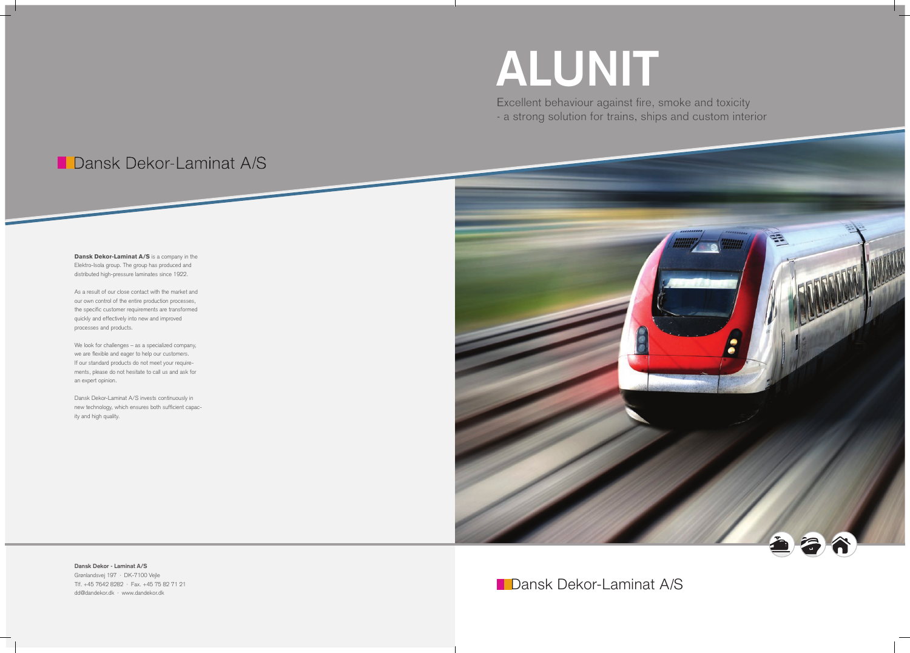# ALUNIT

Excellent behaviour against fire, smoke and toxicity
- a strong solution for trains, ships and custom interior

Dansk Dekor-Laminat A/S

**Dansk Dekor-Laminat A/S** is a company in the Elektro-Isola group. The group has produced and distributed high-pressure laminates since 1922.

As a result of our close contact with the market and our own control of the entire production processes, the specific customer requirements are transformed quickly and effectively into new and improved processes and products.

We look for challenges – as a specialized company, we are flexible and eager to help our customers. If our standard products do not meet your requirements, please do not hesitate to call us and ask for an expert opinion.

Dansk Dekor-Laminat A/S invests continuously in new technology, which ensures both sufficient capacity and high quality.

**Dansk Dekor - Laminat A/S**
Grønlandsvej 197 · DK-7100 Vejle
Tlf. +45 7642 8282 · Fax. +45 75 82 71 21
dd@dandekor.dk · www.dandekor.dk

Dansk Dekor-Laminat A/S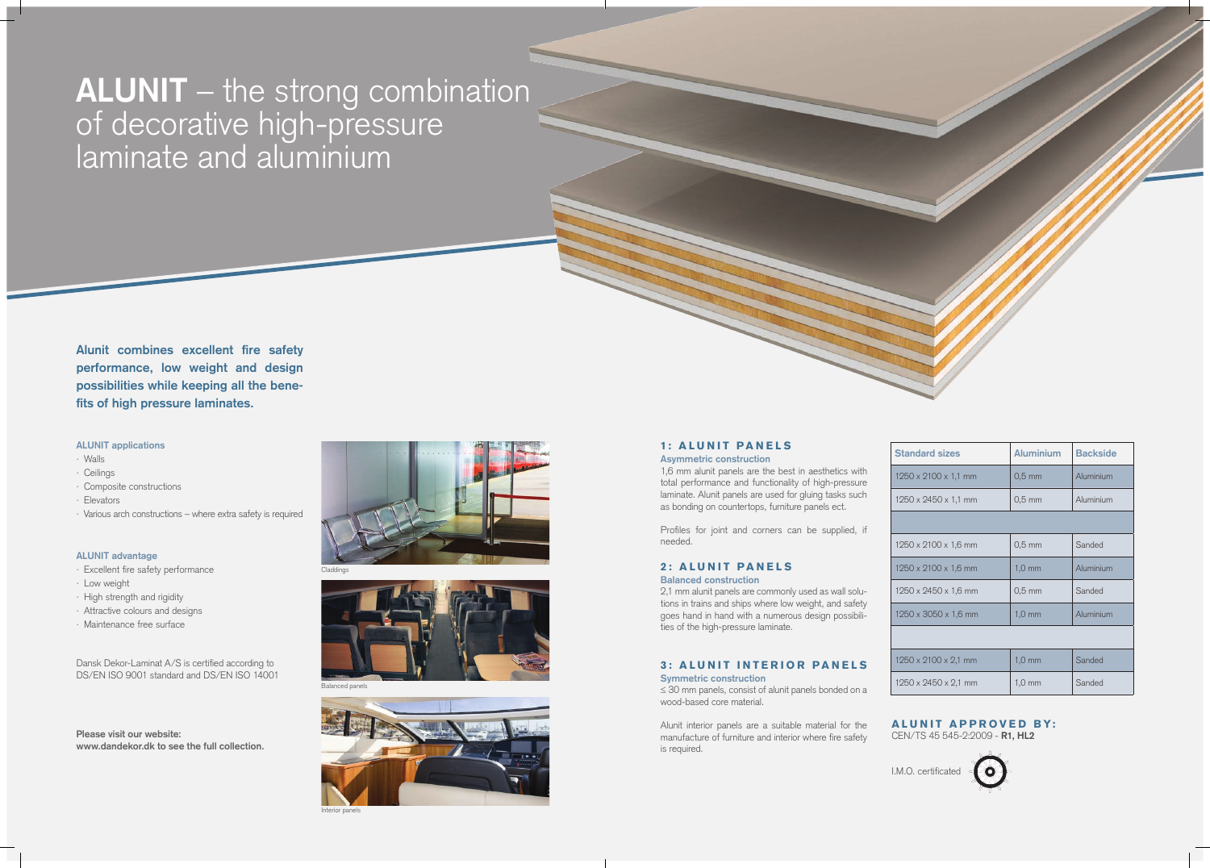# **ALUNIT** – the strong combination of decorative high-pressure laminate and aluminium

**Alunit combines excellent fire safety performance, low weight and design possibilities while keeping all the benefits of high pressure laminates.**

### ALUNIT applications

- Walls
- Ceilings
- Composite constructions
- Elevators
- Various arch constructions – where extra safety is required

### ALUNIT advantage

- Excellent fire safety performance
- Low weight
- High strength and rigidity
- Attractive colours and designs
- Maintenance free surface

Dansk Dekor-Laminat A/S is certified according to DS/EN ISO 9001 standard and DS/EN ISO 14001

**Please visit our website:**
**www.dandekor.dk to see the full collection.**

Claddings

Balanced panels

Interior panels

## 1: ALUNIT PANELS

**Asymmetric construction**

1,6 mm alunit panels are the best in aesthetics with total performance and functionality of high-pressure laminate. Alunit panels are used for gluing tasks such as bonding on countertops, furniture panels ect.

Profiles for joint and corners can be supplied, if needed.

## 2: ALUNIT PANELS

**Balanced construction**

2,1 mm alunit panels are commonly used as wall solutions in trains and ships where low weight, and safety goes hand in hand with a numerous design possibilities of the high-pressure laminate.

## 3: ALUNIT INTERIOR PANELS

**Symmetric construction**

≤ 30 mm panels, consist of alunit panels bonded on a wood-based core material.

Alunit interior panels are a suitable material for the manufacture of furniture and interior where fire safety is required.

| Standard sizes | Aluminium | Backside |
|---|---|---|
| 1250 x 2100 x 1,1 mm | 0,5 mm | Aluminium |
| 1250 x 2450 x 1,1 mm | 0,5 mm | Aluminium |
| | | |
| 1250 x 2100 x 1,6 mm | 0,5 mm | Sanded |
| 1250 x 2100 x 1,6 mm | 1,0 mm | Aluminium |
| 1250 x 2450 x 1,6 mm | 0,5 mm | Sanded |
| 1250 x 3050 x 1,6 mm | 1,0 mm | Aluminium |
| | | |
| 1250 x 2100 x 2,1 mm | 1,0 mm | Sanded |
| 1250 x 2450 x 2,1 mm | 1,0 mm | Sanded |

## ALUNIT APPROVED BY:

CEN/TS 45 545-2:2009 - **R1, HL2**

I.M.O. certificated